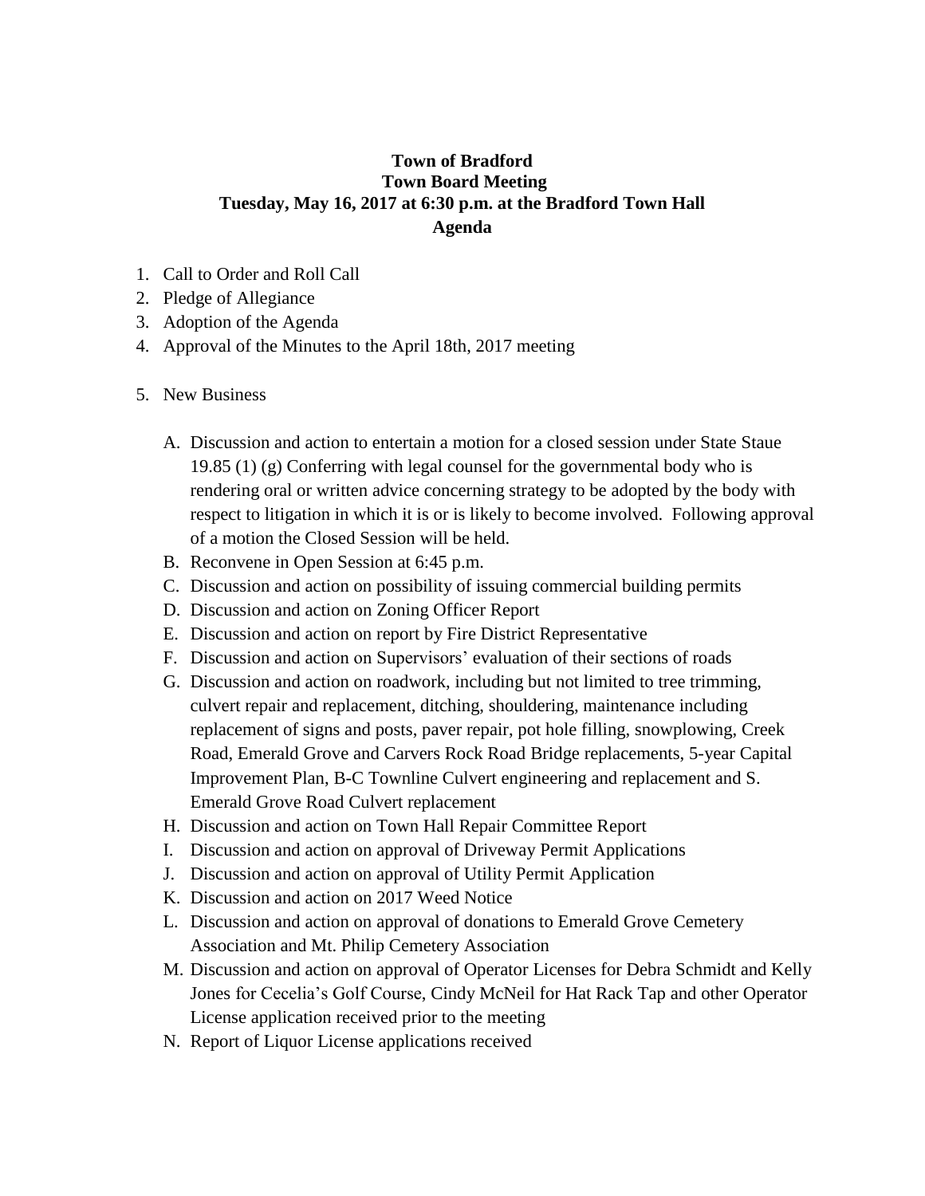# Town of Bradford
## Town Board Meeting
## Tuesday, May 16, 2017 at 6:30 p.m. at the Bradford Town Hall
## Agenda

1. Call to Order and Roll Call
2. Pledge of Allegiance
3. Adoption of the Agenda
4. Approval of the Minutes to the April 18th, 2017 meeting

5. New Business

   A. Discussion and action to entertain a motion for a closed session under State Staue 19.85 (1) (g) Conferring with legal counsel for the governmental body who is rendering oral or written advice concerning strategy to be adopted by the body with respect to litigation in which it is or is likely to become involved. Following approval of a motion the Closed Session will be held.
   B. Reconvene in Open Session at 6:45 p.m.
   C. Discussion and action on possibility of issuing commercial building permits
   D. Discussion and action on Zoning Officer Report
   E. Discussion and action on report by Fire District Representative
   F. Discussion and action on Supervisors' evaluation of their sections of roads
   G. Discussion and action on roadwork, including but not limited to tree trimming, culvert repair and replacement, ditching, shouldering, maintenance including replacement of signs and posts, paver repair, pot hole filling, snowplowing, Creek Road, Emerald Grove and Carvers Rock Road Bridge replacements, 5-year Capital Improvement Plan, B-C Townline Culvert engineering and replacement and S. Emerald Grove Road Culvert replacement
   H. Discussion and action on Town Hall Repair Committee Report
   I. Discussion and action on approval of Driveway Permit Applications
   J. Discussion and action on approval of Utility Permit Application
   K. Discussion and action on 2017 Weed Notice
   L. Discussion and action on approval of donations to Emerald Grove Cemetery Association and Mt. Philip Cemetery Association
   M. Discussion and action on approval of Operator Licenses for Debra Schmidt and Kelly Jones for Cecelia's Golf Course, Cindy McNeil for Hat Rack Tap and other Operator License application received prior to the meeting
   N. Report of Liquor License applications received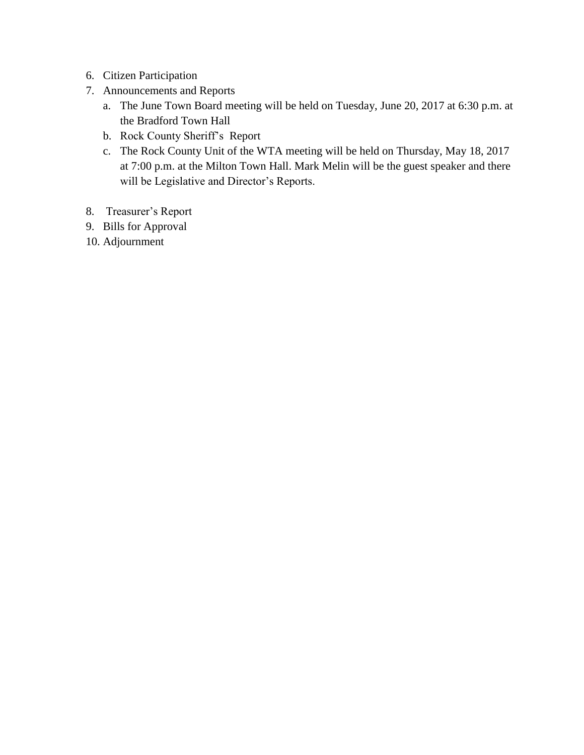6. Citizen Participation
7. Announcements and Reports
   a. The June Town Board meeting will be held on Tuesday, June 20, 2017 at 6:30 p.m. at the Bradford Town Hall
   b. Rock County Sheriff's Report
   c. The Rock County Unit of the WTA meeting will be held on Thursday, May 18, 2017 at 7:00 p.m. at the Milton Town Hall. Mark Melin will be the guest speaker and there will be Legislative and Director's Reports.

8. Treasurer's Report
9. Bills for Approval
10. Adjournment